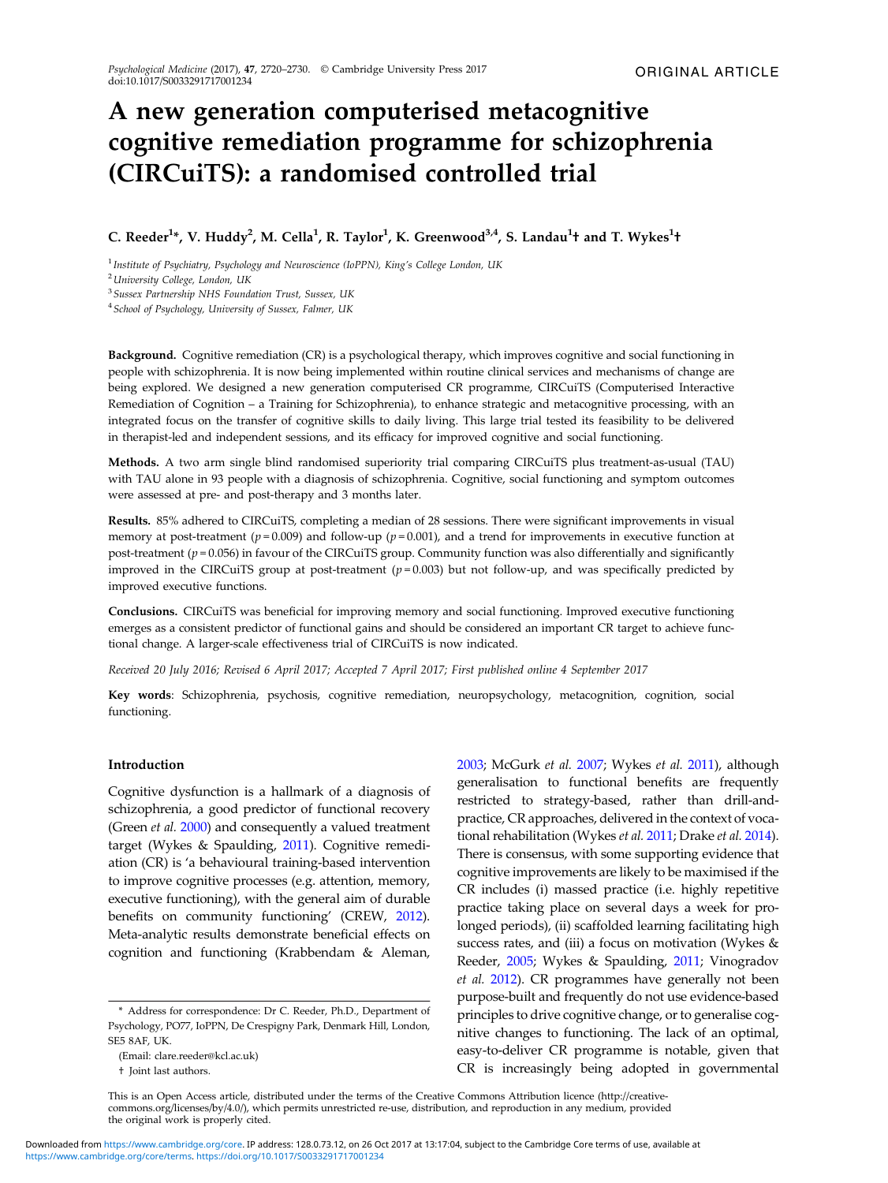ORIGINAL ARTICLE

# A new generation computerised metacognitive cognitive remediation programme for schizophrenia (CIRCuiTS): a randomised controlled trial

C. Reeder[1]*, V. Huddy[2], M. Cella[1], R. Taylor[1], K. Greenwood[3,4], S. Landau[1]† and T. Wykes[1]†

[1] Institute of Psychiatry, Psychology and Neuroscience (IoPPN), King's College London, UK
[2] University College, London, UK
[3] Sussex Partnership NHS Foundation Trust, Sussex, UK
[4] School of Psychology, University of Sussex, Falmer, UK

**Background.** Cognitive remediation (CR) is a psychological therapy, which improves cognitive and social functioning in people with schizophrenia. It is now being implemented within routine clinical services and mechanisms of change are being explored. We designed a new generation computerised CR programme, CIRCuiTS (Computerised Interactive Remediation of Cognition – a Training for Schizophrenia), to enhance strategic and metacognitive processing, with an integrated focus on the transfer of cognitive skills to daily living. This large trial tested its feasibility to be delivered in therapist-led and independent sessions, and its efficacy for improved cognitive and social functioning.

**Methods.** A two arm single blind randomised superiority trial comparing CIRCuiTS plus treatment-as-usual (TAU) with TAU alone in 93 people with a diagnosis of schizophrenia. Cognitive, social functioning and symptom outcomes were assessed at pre- and post-therapy and 3 months later.

**Results.** 85% adhered to CIRCuiTS, completing a median of 28 sessions. There were significant improvements in visual memory at post-treatment ($p = 0.009$) and follow-up ($p = 0.001$), and a trend for improvements in executive function at post-treatment ($p = 0.056$) in favour of the CIRCuiTS group. Community function was also differentially and significantly improved in the CIRCuiTS group at post-treatment ($p = 0.003$) but not follow-up, and was specifically predicted by improved executive functions.

**Conclusions.** CIRCuiTS was beneficial for improving memory and social functioning. Improved executive functioning emerges as a consistent predictor of functional gains and should be considered an important CR target to achieve functional change. A larger-scale effectiveness trial of CIRCuiTS is now indicated.

*Received 20 July 2016; Revised 6 April 2017; Accepted 7 April 2017; First published online 4 September 2017*

**Key words**: Schizophrenia, psychosis, cognitive remediation, neuropsychology, metacognition, cognition, social functioning.

## Introduction

Cognitive dysfunction is a hallmark of a diagnosis of schizophrenia, a good predictor of functional recovery (Green *et al.* 2000) and consequently a valued treatment target (Wykes & Spaulding, 2011). Cognitive remediation (CR) is 'a behavioural training-based intervention to improve cognitive processes (e.g. attention, memory, executive functioning), with the general aim of durable benefits on community functioning' (CREW, 2012). Meta-analytic results demonstrate beneficial effects on cognition and functioning (Krabbendam & Aleman, 2003; McGurk *et al.* 2007; Wykes *et al.* 2011), although generalisation to functional benefits are frequently restricted to strategy-based, rather than drill-and-practice, CR approaches, delivered in the context of vocational rehabilitation (Wykes *et al.* 2011; Drake *et al.* 2014). There is consensus, with some supporting evidence that cognitive improvements are likely to be maximised if the CR includes (i) massed practice (i.e. highly repetitive practice taking place on several days a week for prolonged periods), (ii) scaffolded learning facilitating high success rates, and (iii) a focus on motivation (Wykes & Reeder, 2005; Wykes & Spaulding, 2011; Vinogradov *et al.* 2012). CR programmes have generally not been purpose-built and frequently do not use evidence-based principles to drive cognitive change, or to generalise cognitive changes to functioning. The lack of an optimal, easy-to-deliver CR programme is notable, given that CR is increasingly being adopted in governmental

\* Address for correspondence: Dr C. Reeder, Ph.D., Department of Psychology, PO77, IoPPN, De Crespigny Park, Denmark Hill, London, SE5 8AF, UK.
(Email: clare.reeder@kcl.ac.uk)
† Joint last authors.

This is an Open Access article, distributed under the terms of the Creative Commons Attribution licence (http://creativecommons.org/licenses/by/4.0/), which permits unrestricted re-use, distribution, and reproduction in any medium, provided the original work is properly cited.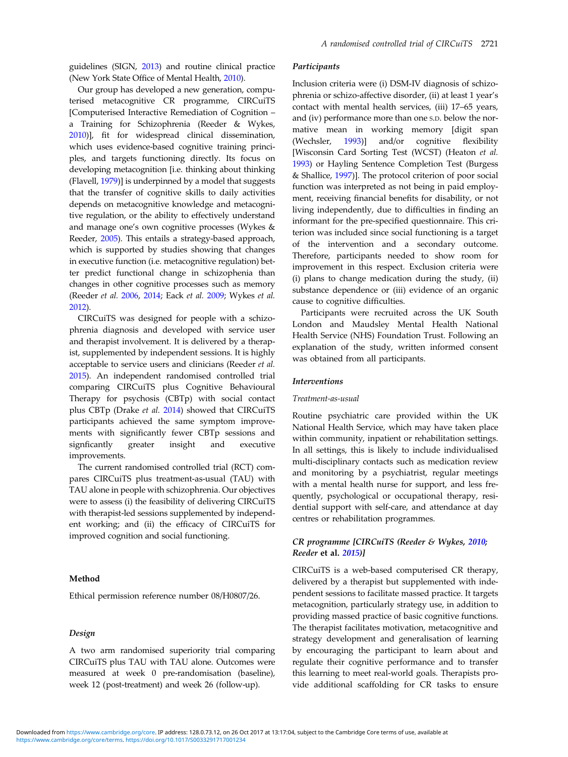guidelines (SIGN, 2013) and routine clinical practice (New York State Office of Mental Health, 2010).

Our group has developed a new generation, computerised metacognitive CR programme, CIRCuiTS [Computerised Interactive Remediation of Cognition – a Training for Schizophrenia (Reeder & Wykes, 2010)], fit for widespread clinical dissemination, which uses evidence-based cognitive training principles, and targets functioning directly. Its focus on developing metacognition [i.e. thinking about thinking (Flavell, 1979)] is underpinned by a model that suggests that the transfer of cognitive skills to daily activities depends on metacognitive knowledge and metacognitive regulation, or the ability to effectively understand and manage one's own cognitive processes (Wykes & Reeder, 2005). This entails a strategy-based approach, which is supported by studies showing that changes in executive function (i.e. metacognitive regulation) better predict functional change in schizophrenia than changes in other cognitive processes such as memory (Reeder *et al.* 2006, 2014; Eack *et al.* 2009; Wykes *et al.* 2012).

CIRCuiTS was designed for people with a schizophrenia diagnosis and developed with service user and therapist involvement. It is delivered by a therapist, supplemented by independent sessions. It is highly acceptable to service users and clinicians (Reeder *et al.* 2015). An independent randomised controlled trial comparing CIRCuiTS plus Cognitive Behavioural Therapy for psychosis (CBTp) with social contact plus CBTp (Drake *et al.* 2014) showed that CIRCuiTS participants achieved the same symptom improvements with significantly fewer CBTp sessions and signficantly greater insight and executive improvements.

The current randomised controlled trial (RCT) compares CIRCuiTS plus treatment-as-usual (TAU) with TAU alone in people with schizophrenia. Our objectives were to assess (i) the feasibility of delivering CIRCuiTS with therapist-led sessions supplemented by independent working; and (ii) the efficacy of CIRCuiTS for improved cognition and social functioning.

## Method

Ethical permission reference number 08/H0807/26.

### *Design*

A two arm randomised superiority trial comparing CIRCuiTS plus TAU with TAU alone. Outcomes were measured at week 0 pre-randomisation (baseline), week 12 (post-treatment) and week 26 (follow-up).

### *Participants*

Inclusion criteria were (i) DSM-IV diagnosis of schizophrenia or schizo-affective disorder, (ii) at least 1 year's contact with mental health services, (iii) 17–65 years, and (iv) performance more than one S.D. below the normative mean in working memory [digit span (Wechsler, 1993)] and/or cognitive flexibility [Wisconsin Card Sorting Test (WCST) (Heaton *et al.* 1993) or Hayling Sentence Completion Test (Burgess & Shallice, 1997)]. The protocol criterion of poor social function was interpreted as not being in paid employment, receiving financial benefits for disability, or not living independently, due to difficulties in finding an informant for the pre-specified questionnaire. This criterion was included since social functioning is a target of the intervention and a secondary outcome. Therefore, participants needed to show room for improvement in this respect. Exclusion criteria were (i) plans to change medication during the study, (ii) substance dependence or (iii) evidence of an organic cause to cognitive difficulties.

Participants were recruited across the UK South London and Maudsley Mental Health National Health Service (NHS) Foundation Trust. Following an explanation of the study, written informed consent was obtained from all participants.

### *Interventions*

#### *Treatment-as-usual*

Routine psychiatric care provided within the UK National Health Service, which may have taken place within community, inpatient or rehabilitation settings. In all settings, this is likely to include individualised multi-disciplinary contacts such as medication review and monitoring by a psychiatrist, regular meetings with a mental health nurse for support, and less frequently, psychological or occupational therapy, residential support with self-care, and attendance at day centres or rehabilitation programmes.

### *CR programme [CIRCuiTS (Reeder & Wykes, 2010; Reeder* et al. *2015)]*

CIRCuiTS is a web-based computerised CR therapy, delivered by a therapist but supplemented with independent sessions to facilitate massed practice. It targets metacognition, particularly strategy use, in addition to providing massed practice of basic cognitive functions. The therapist facilitates motivation, metacognitive and strategy development and generalisation of learning by encouraging the participant to learn about and regulate their cognitive performance and to transfer this learning to meet real-world goals. Therapists provide additional scaffolding for CR tasks to ensure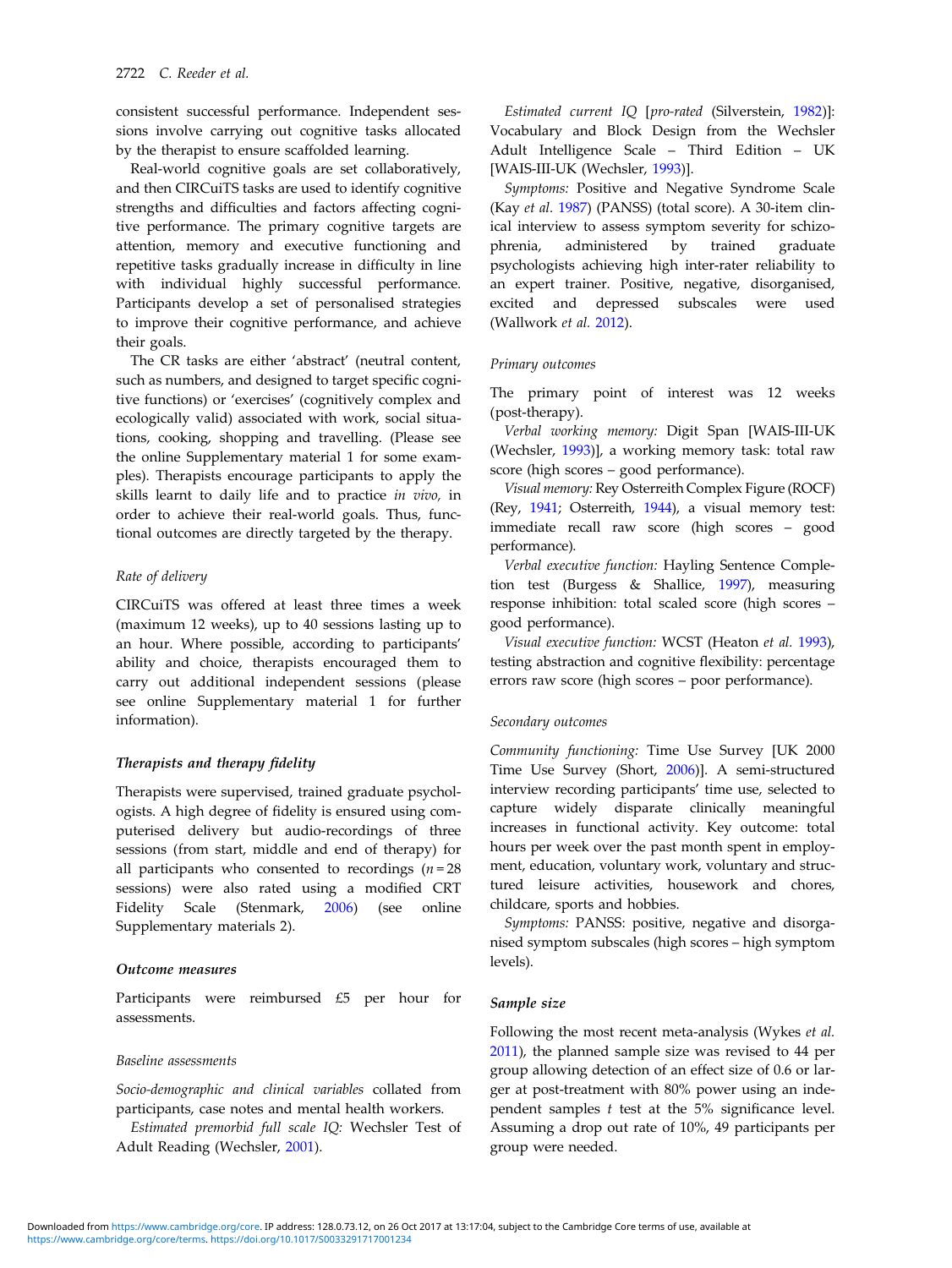consistent successful performance. Independent sessions involve carrying out cognitive tasks allocated by the therapist to ensure scaffolded learning.

Real-world cognitive goals are set collaboratively, and then CIRCuiTS tasks are used to identify cognitive strengths and difficulties and factors affecting cognitive performance. The primary cognitive targets are attention, memory and executive functioning and repetitive tasks gradually increase in difficulty in line with individual highly successful performance. Participants develop a set of personalised strategies to improve their cognitive performance, and achieve their goals.

The CR tasks are either 'abstract' (neutral content, such as numbers, and designed to target specific cognitive functions) or 'exercises' (cognitively complex and ecologically valid) associated with work, social situations, cooking, shopping and travelling. (Please see the online Supplementary material 1 for some examples). Therapists encourage participants to apply the skills learnt to daily life and to practice *in vivo,* in order to achieve their real-world goals. Thus, functional outcomes are directly targeted by the therapy.

#### *Rate of delivery*

CIRCuiTS was offered at least three times a week (maximum 12 weeks), up to 40 sessions lasting up to an hour. Where possible, according to participants' ability and choice, therapists encouraged them to carry out additional independent sessions (please see online Supplementary material 1 for further information).

### Therapists and therapy fidelity

Therapists were supervised, trained graduate psychologists. A high degree of fidelity is ensured using computerised delivery but audio-recordings of three sessions (from start, middle and end of therapy) for all participants who consented to recordings ($n = 28$ sessions) were also rated using a modified CRT Fidelity Scale (Stenmark, 2006) (see online Supplementary materials 2).

### Outcome measures

Participants were reimbursed £5 per hour for assessments.

#### *Baseline assessments*

*Socio-demographic and clinical variables* collated from participants, case notes and mental health workers.

*Estimated premorbid full scale IQ:* Wechsler Test of Adult Reading (Wechsler, 2001).

*Estimated current IQ* [*pro-rated* (Silverstein, 1982)]: Vocabulary and Block Design from the Wechsler Adult Intelligence Scale – Third Edition – UK [WAIS-III-UK (Wechsler, 1993)].

*Symptoms:* Positive and Negative Syndrome Scale (Kay *et al.* 1987) (PANSS) (total score). A 30-item clinical interview to assess symptom severity for schizophrenia, administered by trained graduate psychologists achieving high inter-rater reliability to an expert trainer. Positive, negative, disorganised, excited and depressed subscales were used (Wallwork *et al.* 2012).

#### *Primary outcomes*

The primary point of interest was 12 weeks (post-therapy).

*Verbal working memory:* Digit Span [WAIS-III-UK (Wechsler, 1993)], a working memory task: total raw score (high scores – good performance).

*Visual memory:* Rey Osterreith Complex Figure (ROCF) (Rey, 1941; Osterreith, 1944), a visual memory test: immediate recall raw score (high scores – good performance).

*Verbal executive function:* Hayling Sentence Completion test (Burgess & Shallice, 1997), measuring response inhibition: total scaled score (high scores – good performance).

*Visual executive function:* WCST (Heaton *et al.* 1993), testing abstraction and cognitive flexibility: percentage errors raw score (high scores – poor performance).

#### *Secondary outcomes*

*Community functioning:* Time Use Survey [UK 2000 Time Use Survey (Short, 2006)]. A semi-structured interview recording participants' time use, selected to capture widely disparate clinically meaningful increases in functional activity. Key outcome: total hours per week over the past month spent in employment, education, voluntary work, voluntary and structured leisure activities, housework and chores, childcare, sports and hobbies.

*Symptoms:* PANSS: positive, negative and disorganised symptom subscales (high scores – high symptom levels).

### Sample size

Following the most recent meta-analysis (Wykes *et al.* 2011), the planned sample size was revised to 44 per group allowing detection of an effect size of 0.6 or larger at post-treatment with 80% power using an independent samples $t$ test at the 5% significance level. Assuming a drop out rate of 10%, 49 participants per group were needed.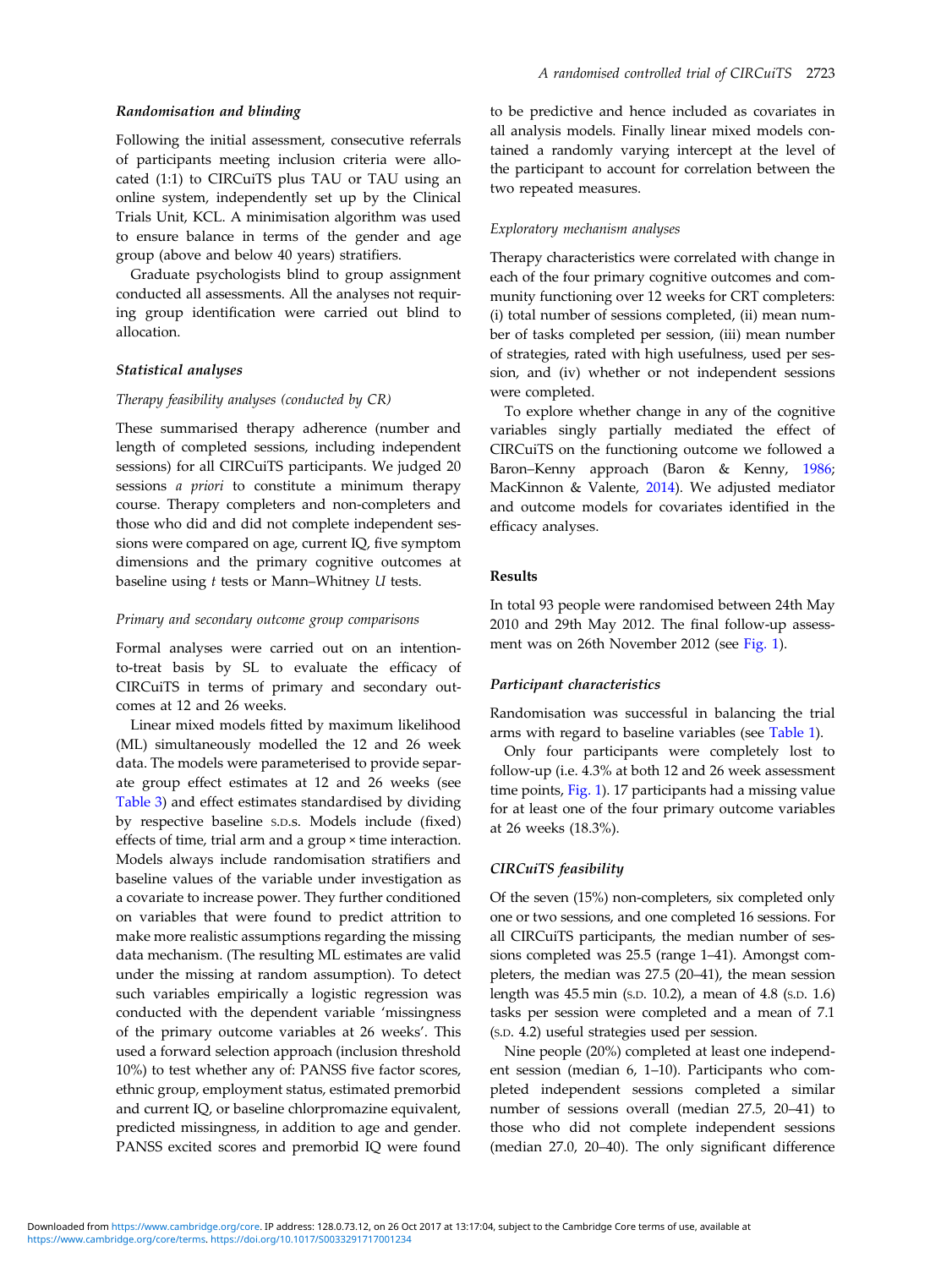### Randomisation and blinding

Following the initial assessment, consecutive referrals of participants meeting inclusion criteria were allocated (1:1) to CIRCuiTS plus TAU or TAU using an online system, independently set up by the Clinical Trials Unit, KCL. A minimisation algorithm was used to ensure balance in terms of the gender and age group (above and below 40 years) stratifiers.

Graduate psychologists blind to group assignment conducted all assessments. All the analyses not requiring group identification were carried out blind to allocation.

### Statistical analyses

#### Therapy feasibility analyses (conducted by CR)

These summarised therapy adherence (number and length of completed sessions, including independent sessions) for all CIRCuiTS participants. We judged 20 sessions *a priori* to constitute a minimum therapy course. Therapy completers and non-completers and those who did and did not complete independent sessions were compared on age, current IQ, five symptom dimensions and the primary cognitive outcomes at baseline using *t* tests or Mann–Whitney *U* tests.

#### Primary and secondary outcome group comparisons

Formal analyses were carried out on an intention-to-treat basis by SL to evaluate the efficacy of CIRCuiTS in terms of primary and secondary outcomes at 12 and 26 weeks.

Linear mixed models fitted by maximum likelihood (ML) simultaneously modelled the 12 and 26 week data. The models were parameterised to provide separate group effect estimates at 12 and 26 weeks (see Table 3) and effect estimates standardised by dividing by respective baseline S.D.s. Models include (fixed) effects of time, trial arm and a group × time interaction. Models always include randomisation stratifiers and baseline values of the variable under investigation as a covariate to increase power. They further conditioned on variables that were found to predict attrition to make more realistic assumptions regarding the missing data mechanism. (The resulting ML estimates are valid under the missing at random assumption). To detect such variables empirically a logistic regression was conducted with the dependent variable 'missingness of the primary outcome variables at 26 weeks'. This used a forward selection approach (inclusion threshold 10%) to test whether any of: PANSS five factor scores, ethnic group, employment status, estimated premorbid and current IQ, or baseline chlorpromazine equivalent, predicted missingness, in addition to age and gender. PANSS excited scores and premorbid IQ were found to be predictive and hence included as covariates in all analysis models. Finally linear mixed models contained a randomly varying intercept at the level of the participant to account for correlation between the two repeated measures.

#### Exploratory mechanism analyses

Therapy characteristics were correlated with change in each of the four primary cognitive outcomes and community functioning over 12 weeks for CRT completers: (i) total number of sessions completed, (ii) mean number of tasks completed per session, (iii) mean number of strategies, rated with high usefulness, used per session, and (iv) whether or not independent sessions were completed.

To explore whether change in any of the cognitive variables singly partially mediated the effect of CIRCuiTS on the functioning outcome we followed a Baron–Kenny approach (Baron & Kenny, 1986; MacKinnon & Valente, 2014). We adjusted mediator and outcome models for covariates identified in the efficacy analyses.

## Results

In total 93 people were randomised between 24th May 2010 and 29th May 2012. The final follow-up assessment was on 26th November 2012 (see Fig. 1).

### Participant characteristics

Randomisation was successful in balancing the trial arms with regard to baseline variables (see Table 1).

Only four participants were completely lost to follow-up (i.e. 4.3% at both 12 and 26 week assessment time points, Fig. 1). 17 participants had a missing value for at least one of the four primary outcome variables at 26 weeks (18.3%).

### CIRCuiTS feasibility

Of the seven (15%) non-completers, six completed only one or two sessions, and one completed 16 sessions. For all CIRCuiTS participants, the median number of sessions completed was 25.5 (range 1–41). Amongst completers, the median was 27.5 (20–41), the mean session length was 45.5 min (S.D. 10.2), a mean of 4.8 (S.D. 1.6) tasks per session were completed and a mean of 7.1 (S.D. 4.2) useful strategies used per session.

Nine people (20%) completed at least one independent session (median 6, 1–10). Participants who completed independent sessions completed a similar number of sessions overall (median 27.5, 20–41) to those who did not complete independent sessions (median 27.0, 20–40). The only significant difference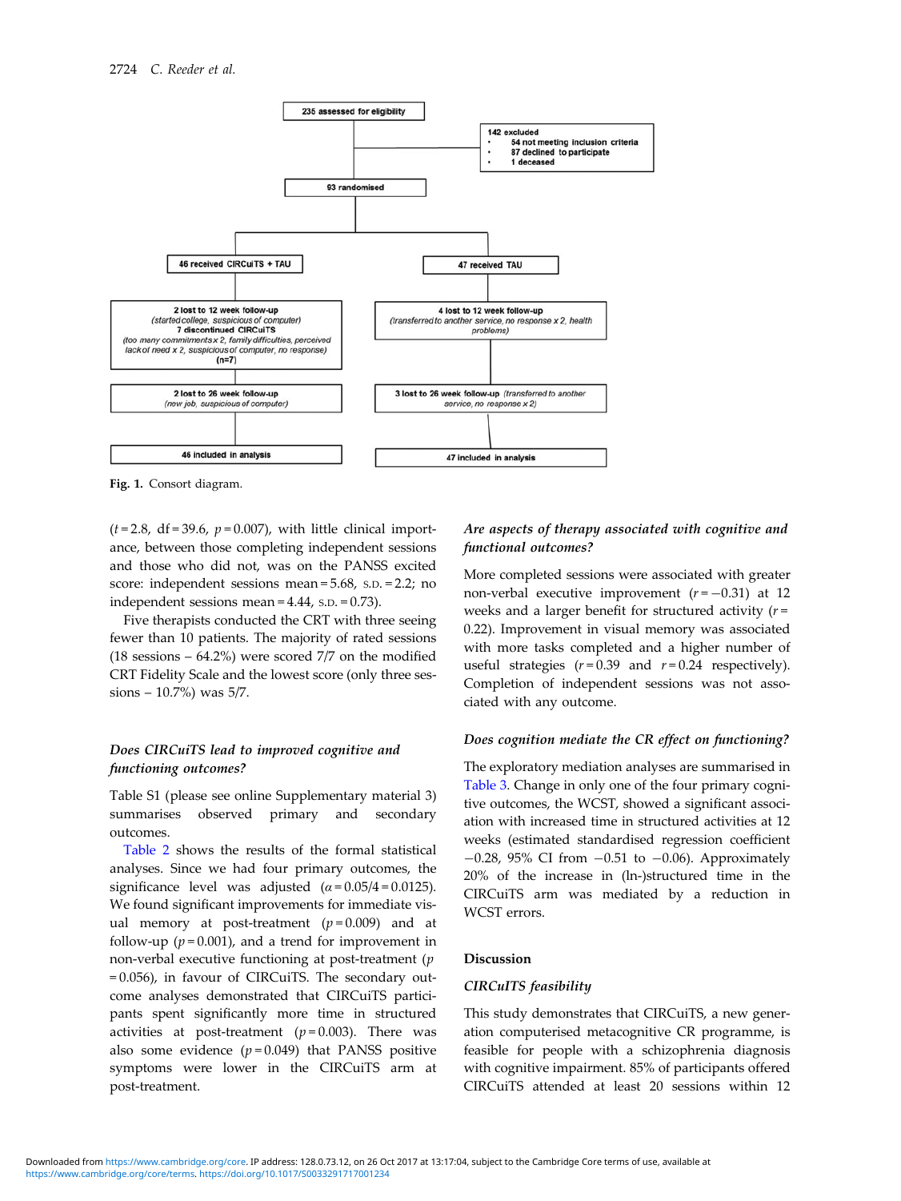235 assessed for eligibility

142 excluded
- 54 not meeting inclusion criteria
- 87 declined to participate
- 1 deceased

93 randomised

46 received CIRCuiTS + TAU

2 lost to 12 week follow-up
*(started college, suspicious of computer)*
7 discontinued CIRCuiTS
*(too many commitments x 2, family difficulties, perceived lack of need x 2, suspicious of computer, no response)*
(n=7)

2 lost to 26 week follow-up
*(new job, suspicious of computer)*

46 included in analysis

47 received TAU

4 lost to 12 week follow-up
*(transferred to another service, no response x 2, health problems)*

3 lost to 26 week follow-up *(transferred to another service, no response x 2)*

47 included in analysis

**Fig. 1.** Consort diagram.

($t$ = 2.8, df = 39.6, $p$ = 0.007), with little clinical importance, between those completing independent sessions and those who did not, was on the PANSS excited score: independent sessions mean = 5.68, S.D. = 2.2; no independent sessions mean = 4.44, S.D. = 0.73).

Five therapists conducted the CRT with three seeing fewer than 10 patients. The majority of rated sessions (18 sessions – 64.2%) were scored 7/7 on the modified CRT Fidelity Scale and the lowest score (only three sessions – 10.7%) was 5/7.

### *Does CIRCuiTS lead to improved cognitive and functioning outcomes?*

Table S1 (please see online Supplementary material 3) summarises observed primary and secondary outcomes.

Table 2 shows the results of the formal statistical analyses. Since we had four primary outcomes, the significance level was adjusted ($\alpha = 0.05/4 = 0.0125$). We found significant improvements for immediate visual memory at post-treatment ($p$ = 0.009) and at follow-up ($p$ = 0.001), and a trend for improvement in non-verbal executive functioning at post-treatment ($p$ = 0.056), in favour of CIRCuiTS. The secondary outcome analyses demonstrated that CIRCuiTS participants spent significantly more time in structured activities at post-treatment ($p$ = 0.003). There was also some evidence ($p$ = 0.049) that PANSS positive symptoms were lower in the CIRCuiTS arm at post-treatment.

### *Are aspects of therapy associated with cognitive and functional outcomes?*

More completed sessions were associated with greater non-verbal executive improvement ($r$ = −0.31) at 12 weeks and a larger benefit for structured activity ($r$ = 0.22). Improvement in visual memory was associated with more tasks completed and a higher number of useful strategies ($r$ = 0.39 and $r$ = 0.24 respectively). Completion of independent sessions was not associated with any outcome.

### *Does cognition mediate the CR effect on functioning?*

The exploratory mediation analyses are summarised in Table 3. Change in only one of the four primary cognitive outcomes, the WCST, showed a significant association with increased time in structured activities at 12 weeks (estimated standardised regression coefficient −0.28, 95% CI from −0.51 to −0.06). Approximately 20% of the increase in (ln-)structured time in the CIRCuiTS arm was mediated by a reduction in WCST errors.

## Discussion

### *CIRCuITS feasibility*

This study demonstrates that CIRCuiTS, a new generation computerised metacognitive CR programme, is feasible for people with a schizophrenia diagnosis with cognitive impairment. 85% of participants offered CIRCuiTS attended at least 20 sessions within 12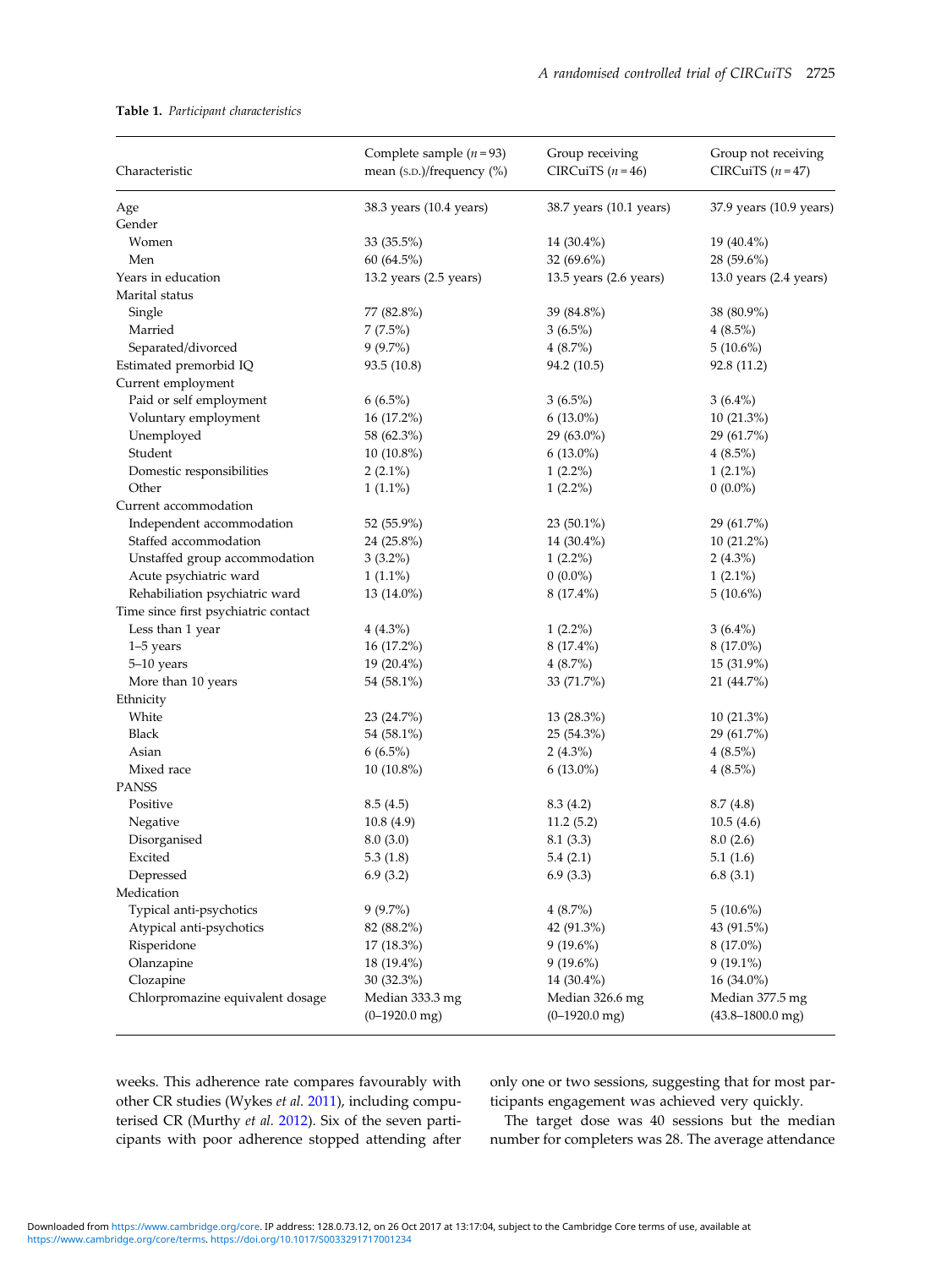**Table 1.** *Participant characteristics*

| Characteristic | Complete sample ($n=93$) mean (S.D.)/frequency (%) | Group receiving CIRCuiTS ($n=46$) | Group not receiving CIRCuiTS ($n=47$) |
|---|---|---|---|
| Age | 38.3 years (10.4 years) | 38.7 years (10.1 years) | 37.9 years (10.9 years) |
| Gender | | | |
| Women | 33 (35.5%) | 14 (30.4%) | 19 (40.4%) |
| Men | 60 (64.5%) | 32 (69.6%) | 28 (59.6%) |
| Years in education | 13.2 years (2.5 years) | 13.5 years (2.6 years) | 13.0 years (2.4 years) |
| Marital status | | | |
| Single | 77 (82.8%) | 39 (84.8%) | 38 (80.9%) |
| Married | 7 (7.5%) | 3 (6.5%) | 4 (8.5%) |
| Separated/divorced | 9 (9.7%) | 4 (8.7%) | 5 (10.6%) |
| Estimated premorbid IQ | 93.5 (10.8) | 94.2 (10.5) | 92.8 (11.2) |
| Current employment | | | |
| Paid or self employment | 6 (6.5%) | 3 (6.5%) | 3 (6.4%) |
| Voluntary employment | 16 (17.2%) | 6 (13.0%) | 10 (21.3%) |
| Unemployed | 58 (62.3%) | 29 (63.0%) | 29 (61.7%) |
| Student | 10 (10.8%) | 6 (13.0%) | 4 (8.5%) |
| Domestic responsibilities | 2 (2.1%) | 1 (2.2%) | 1 (2.1%) |
| Other | 1 (1.1%) | 1 (2.2%) | 0 (0.0%) |
| Current accommodation | | | |
| Independent accommodation | 52 (55.9%) | 23 (50.1%) | 29 (61.7%) |
| Staffed accommodation | 24 (25.8%) | 14 (30.4%) | 10 (21.2%) |
| Unstaffed group accommodation | 3 (3.2%) | 1 (2.2%) | 2 (4.3%) |
| Acute psychiatric ward | 1 (1.1%) | 0 (0.0%) | 1 (2.1%) |
| Rehabiliation psychiatric ward | 13 (14.0%) | 8 (17.4%) | 5 (10.6%) |
| Time since first psychiatric contact | | | |
| Less than 1 year | 4 (4.3%) | 1 (2.2%) | 3 (6.4%) |
| 1–5 years | 16 (17.2%) | 8 (17.4%) | 8 (17.0%) |
| 5–10 years | 19 (20.4%) | 4 (8.7%) | 15 (31.9%) |
| More than 10 years | 54 (58.1%) | 33 (71.7%) | 21 (44.7%) |
| Ethnicity | | | |
| White | 23 (24.7%) | 13 (28.3%) | 10 (21.3%) |
| Black | 54 (58.1%) | 25 (54.3%) | 29 (61.7%) |
| Asian | 6 (6.5%) | 2 (4.3%) | 4 (8.5%) |
| Mixed race | 10 (10.8%) | 6 (13.0%) | 4 (8.5%) |
| PANSS | | | |
| Positive | 8.5 (4.5) | 8.3 (4.2) | 8.7 (4.8) |
| Negative | 10.8 (4.9) | 11.2 (5.2) | 10.5 (4.6) |
| Disorganised | 8.0 (3.0) | 8.1 (3.3) | 8.0 (2.6) |
| Excited | 5.3 (1.8) | 5.4 (2.1) | 5.1 (1.6) |
| Depressed | 6.9 (3.2) | 6.9 (3.3) | 6.8 (3.1) |
| Medication | | | |
| Typical anti-psychotics | 9 (9.7%) | 4 (8.7%) | 5 (10.6%) |
| Atypical anti-psychotics | 82 (88.2%) | 42 (91.3%) | 43 (91.5%) |
| Risperidone | 17 (18.3%) | 9 (19.6%) | 8 (17.0%) |
| Olanzapine | 18 (19.4%) | 9 (19.6%) | 9 (19.1%) |
| Clozapine | 30 (32.3%) | 14 (30.4%) | 16 (34.0%) |
| Chlorpromazine equivalent dosage | Median 333.3 mg (0–1920.0 mg) | Median 326.6 mg (0–1920.0 mg) | Median 377.5 mg (43.8–1800.0 mg) |

weeks. This adherence rate compares favourably with other CR studies (Wykes *et al.* 2011), including computerised CR (Murthy *et al.* 2012). Six of the seven participants with poor adherence stopped attending after only one or two sessions, suggesting that for most participants engagement was achieved very quickly.

The target dose was 40 sessions but the median number for completers was 28. The average attendance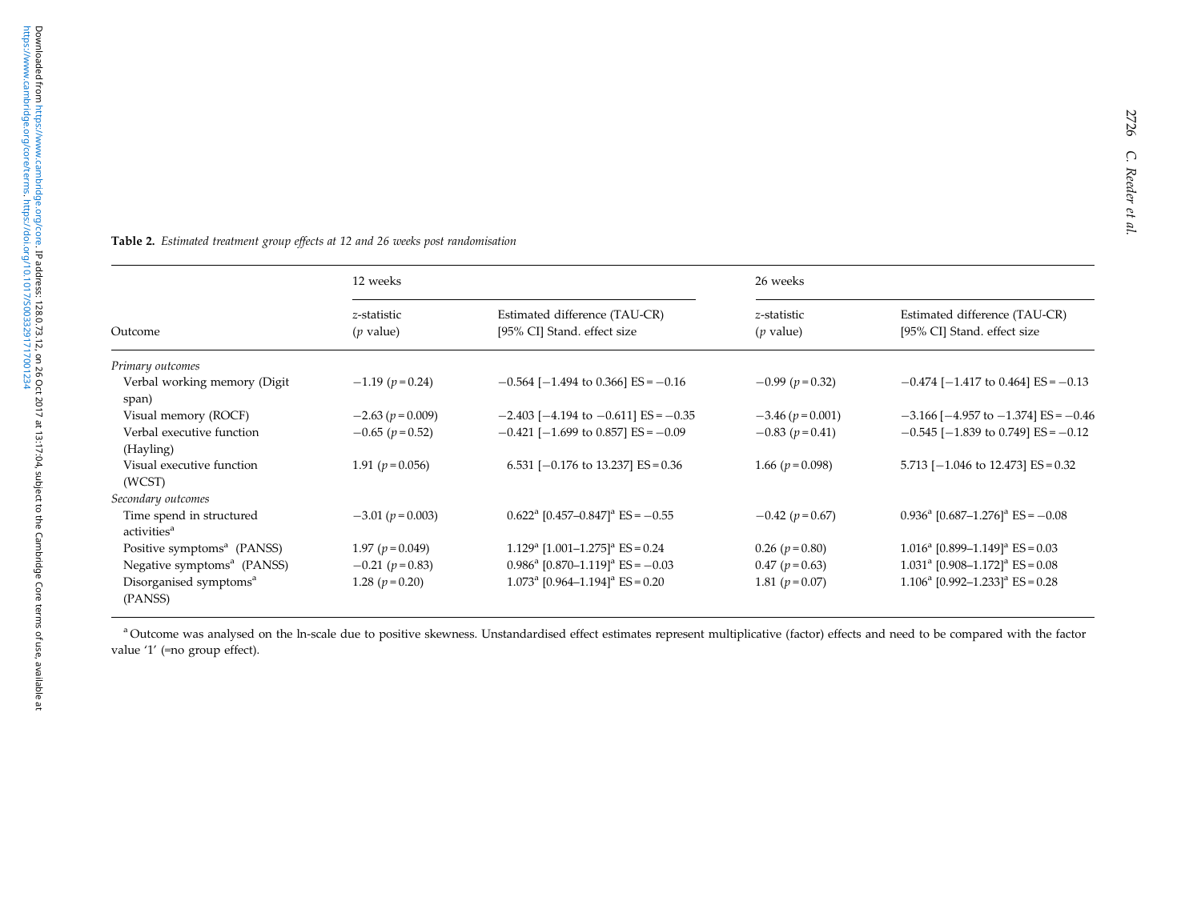**Table 2.** *Estimated treatment group effects at 12 and 26 weeks post randomisation*

| Outcome | 12 weeks | | 26 weeks | |
|---|---|---|---|---|
| | *z*-statistic (*p* value) | Estimated difference (TAU-CR) [95% CI] Stand. effect size | *z*-statistic (*p* value) | Estimated difference (TAU-CR) [95% CI] Stand. effect size |
| *Primary outcomes* | | | | |
| Verbal working memory (Digit span) | −1.19 ($p = 0.24$) | −0.564 [−1.494 to 0.366] ES = −0.16 | −0.99 ($p = 0.32$) | −0.474 [−1.417 to 0.464] ES = −0.13 |
| Visual memory (ROCF) | −2.63 ($p = 0.009$) | −2.403 [−4.194 to −0.611] ES = −0.35 | −3.46 ($p = 0.001$) | −3.166 [−4.957 to −1.374] ES = −0.46 |
| Verbal executive function (Hayling) | −0.65 ($p = 0.52$) | −0.421 [−1.699 to 0.857] ES = −0.09 | −0.83 ($p = 0.41$) | −0.545 [−1.839 to 0.749] ES = −0.12 |
| Visual executive function (WCST) | 1.91 ($p = 0.056$) | 6.531 [−0.176 to 13.237] ES = 0.36 | 1.66 ($p = 0.098$) | 5.713 [−1.046 to 12.473] ES = 0.32 |
| *Secondary outcomes* | | | | |
| Time spend in structured activities[a] | −3.01 ($p = 0.003$) | 0.622[a] [0.457–0.847][a] ES = −0.55 | −0.42 ($p = 0.67$) | 0.936[a] [0.687–1.276][a] ES = −0.08 |
| Positive symptoms[a] (PANSS) | 1.97 ($p = 0.049$) | 1.129[a] [1.001–1.275][a] ES = 0.24 | 0.26 ($p = 0.80$) | 1.016[a] [0.899–1.149][a] ES = 0.03 |
| Negative symptoms[a] (PANSS) | −0.21 ($p = 0.83$) | 0.986[a] [0.870–1.119][a] ES = −0.03 | 0.47 ($p = 0.63$) | 1.031[a] [0.908–1.172][a] ES = 0.08 |
| Disorganised symptoms[a] (PANSS) | 1.28 ($p = 0.20$) | 1.073[a] [0.964–1.194][a] ES = 0.20 | 1.81 ($p = 0.07$) | 1.106[a] [0.992–1.233][a] ES = 0.28 |

[a] Outcome was analysed on the ln-scale due to positive skewness. Unstandardised effect estimates represent multiplicative (factor) effects and need to be compared with the factor value '1' (=no group effect).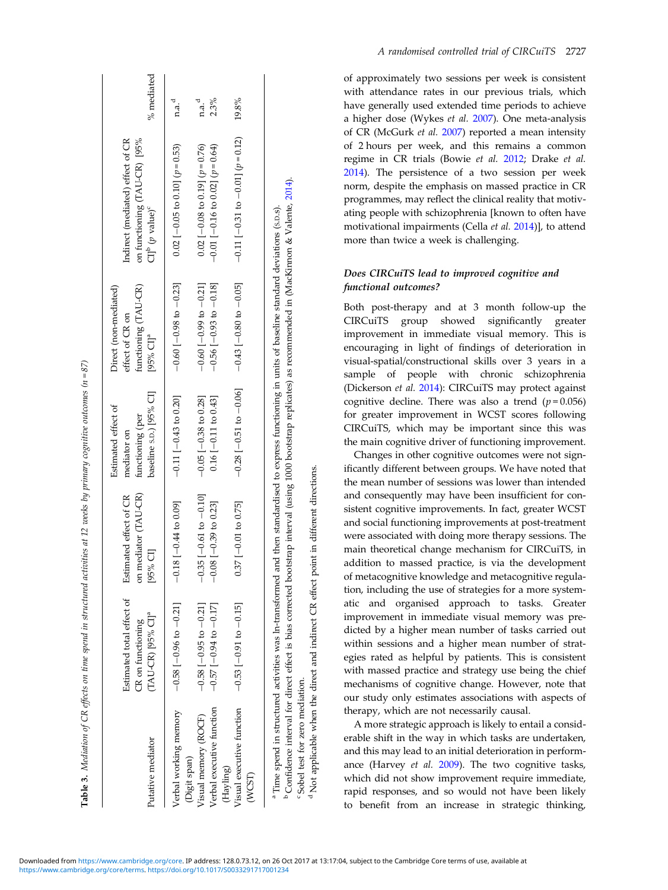**Table 3.** *Mediation of CR effects on time spend in structured activities at 12 weeks by primary cognitive outcomes (n = 87)*

| Putative mediator | Estimated total effect of CR on functioning (TAU-CR) [95% CI][a] | Estimated effect of CR on mediator (TAU-CR) [95% CI] | Estimated effect of mediator on functioning (per baseline S.D.) [95% CI] | Direct (non-mediated) effect of CR on functioning (TAU-CR) [95% CI][a] | Indirect (mediated) effect of CR on functioning (TAU-CR) [95% CI][b] (p value)[c] | % mediated |
|---|---|---|---|---|---|---|
| Verbal working memory (Digit span) | −0.58 [−0.96 to −0.21] | −0.18 [−0.44 to 0.09] | −0.11 [−0.43 to 0.20] | −0.60 [−0.98 to −0.23] | 0.02 [−0.05 to 0.10] (p = 0.53) | n.a.[d] |
| Visual memory (ROCF) | −0.58 [−0.95 to −0.21] | −0.35 [−0.61 to −0.10] | −0.05 [−0.38 to 0.28] | −0.60 [−0.99 to −0.21] | 0.02 [−0.08 to 0.19] (p = 0.76) | n.a.[d] |
| Verbal executive function (Hayling) | −0.57 [−0.94 to −0.17] | −0.08 [−0.39 to 0.23] | 0.16 [−0.11 to 0.43] | −0.56 [−0.93 to −0.18] | −0.01 [−0.16 to 0.02] (p = 0.64) | 2.3% |
| Visual executive function (WCST) | −0.53 [−0.91 to −0.15] | 0.37 [−0.01 to 0.75] | −0.28 [−0.51 to −0.06] | −0.43 [−0.80 to −0.05] | −0.11 [−0.31 to −0.01] (p = 0.12) | 19.8% |

[a] Time spend in structured activities was ln-transformed and then standardised to express functioning in units of baseline standard deviations (S.D.s).
[b] Confidence interval for direct effect is bias corrected bootstrap interval (using 1000 bootstrap replicates) as recommended in (MacKinnon & Valente, 2014).
[c] Sobel test for zero mediation.
[d] Not applicable when the direct and indirect CR effect point in different directions.

of approximately two sessions per week is consistent with attendance rates in our previous trials, which have generally used extended time periods to achieve a higher dose (Wykes *et al.* 2007). One meta-analysis of CR (McGurk *et al.* 2007) reported a mean intensity of 2 hours per week, and this remains a common regime in CR trials (Bowie *et al.* 2012; Drake *et al.* 2014). The persistence of a two session per week norm, despite the emphasis on massed practice in CR programmes, may reflect the clinical reality that motivating people with schizophrenia [known to often have motivational impairments (Cella *et al.* 2014)], to attend more than twice a week is challenging.

### *Does CIRCuiTS lead to improved cognitive and functional outcomes?*

Both post-therapy and at 3 month follow-up the CIRCuiTS group showed significantly greater improvement in immediate visual memory. This is encouraging in light of findings of deterioration in visual-spatial/constructional skills over 3 years in a sample of people with chronic schizophrenia (Dickerson *et al.* 2014): CIRCuiTS may protect against cognitive decline. There was also a trend ($p = 0.056$) for greater improvement in WCST scores following CIRCuiTS, which may be important since this was the main cognitive driver of functioning improvement.

Changes in other cognitive outcomes were not significantly different between groups. We have noted that the mean number of sessions was lower than intended and consequently may have been insufficient for consistent cognitive improvements. In fact, greater WCST and social functioning improvements at post-treatment were associated with doing more therapy sessions. The main theoretical change mechanism for CIRCuiTS, in addition to massed practice, is via the development of metacognitive knowledge and metacognitive regulation, including the use of strategies for a more systematic and organised approach to tasks. Greater improvement in immediate visual memory was predicted by a higher mean number of tasks carried out within sessions and a higher mean number of strategies rated as helpful by patients. This is consistent with massed practice and strategy use being the chief mechanisms of cognitive change. However, note that our study only estimates associations with aspects of therapy, which are not necessarily causal.

A more strategic approach is likely to entail a considerable shift in the way in which tasks are undertaken, and this may lead to an initial deterioration in performance (Harvey *et al.* 2009). The two cognitive tasks, which did not show improvement require immediate, rapid responses, and so would not have been likely to benefit from an increase in strategic thinking,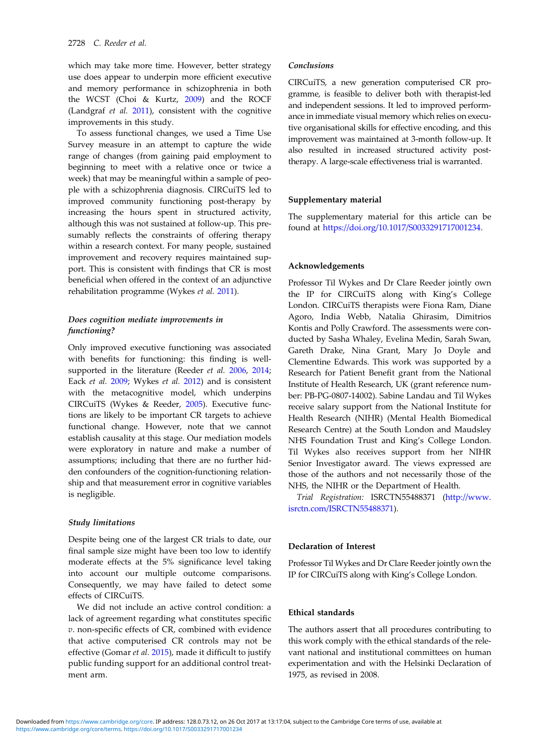which may take more time. However, better strategy use does appear to underpin more efficient executive and memory performance in schizophrenia in both the WCST (Choi & Kurtz, 2009) and the ROCF (Landgraf *et al.* 2011), consistent with the cognitive improvements in this study.

To assess functional changes, we used a Time Use Survey measure in an attempt to capture the wide range of changes (from gaining paid employment to beginning to meet with a relative once or twice a week) that may be meaningful within a sample of people with a schizophrenia diagnosis. CIRCuiTS led to improved community functioning post-therapy by increasing the hours spent in structured activity, although this was not sustained at follow-up. This presumably reflects the constraints of offering therapy within a research context. For many people, sustained improvement and recovery requires maintained support. This is consistent with findings that CR is most beneficial when offered in the context of an adjunctive rehabilitation programme (Wykes *et al.* 2011).

### *Does cognition mediate improvements in functioning?*

Only improved executive functioning was associated with benefits for functioning: this finding is well-supported in the literature (Reeder *et al.* 2006, 2014; Eack *et al.* 2009; Wykes *et al.* 2012) and is consistent with the metacognitive model, which underpins CIRCuiTS (Wykes & Reeder, 2005). Executive functions are likely to be important CR targets to achieve functional change. However, note that we cannot establish causality at this stage. Our mediation models were exploratory in nature and make a number of assumptions; including that there are no further hidden confounders of the cognition-functioning relationship and that measurement error in cognitive variables is negligible.

### *Study limitations*

Despite being one of the largest CR trials to date, our final sample size might have been too low to identify moderate effects at the 5% significance level taking into account our multiple outcome comparisons. Consequently, we may have failed to detect some effects of CIRCuiTS.

We did not include an active control condition: a lack of agreement regarding what constitutes specific *v.* non-specific effects of CR, combined with evidence that active computerised CR controls may not be effective (Gomar *et al.* 2015), made it difficult to justify public funding support for an additional control treatment arm.

### *Conclusions*

CIRCuiTS, a new generation computerised CR programme, is feasible to deliver both with therapist-led and independent sessions. It led to improved performance in immediate visual memory which relies on executive organisational skills for effective encoding, and this improvement was maintained at 3-month follow-up. It also resulted in increased structured activity post-therapy. A large-scale effectiveness trial is warranted.

## Supplementary material

The supplementary material for this article can be found at https://doi.org/10.1017/S0033291717001234.

## Acknowledgements

Professor Til Wykes and Dr Clare Reeder jointly own the IP for CIRCuiTS along with King's College London. CIRCuiTS therapists were Fiona Ram, Diane Agoro, India Webb, Natalia Ghirasim, Dimitrios Kontis and Polly Crawford. The assessments were conducted by Sasha Whaley, Evelina Medin, Sarah Swan, Gareth Drake, Nina Grant, Mary Jo Doyle and Clementine Edwards. This work was supported by a Research for Patient Benefit grant from the National Institute of Health Research, UK (grant reference number: PB-PG-0807-14002). Sabine Landau and Til Wykes receive salary support from the National Institute for Health Research (NIHR) (Mental Health Biomedical Research Centre) at the South London and Maudsley NHS Foundation Trust and King's College London. Til Wykes also receives support from her NIHR Senior Investigator award. The views expressed are those of the authors and not necessarily those of the NHS, the NIHR or the Department of Health.

*Trial Registration:* ISRCTN55488371 (http://www.isrctn.com/ISRCTN55488371).

## Declaration of Interest

Professor Til Wykes and Dr Clare Reeder jointly own the IP for CIRCuiTS along with King's College London.

## Ethical standards

The authors assert that all procedures contributing to this work comply with the ethical standards of the relevant national and institutional committees on human experimentation and with the Helsinki Declaration of 1975, as revised in 2008.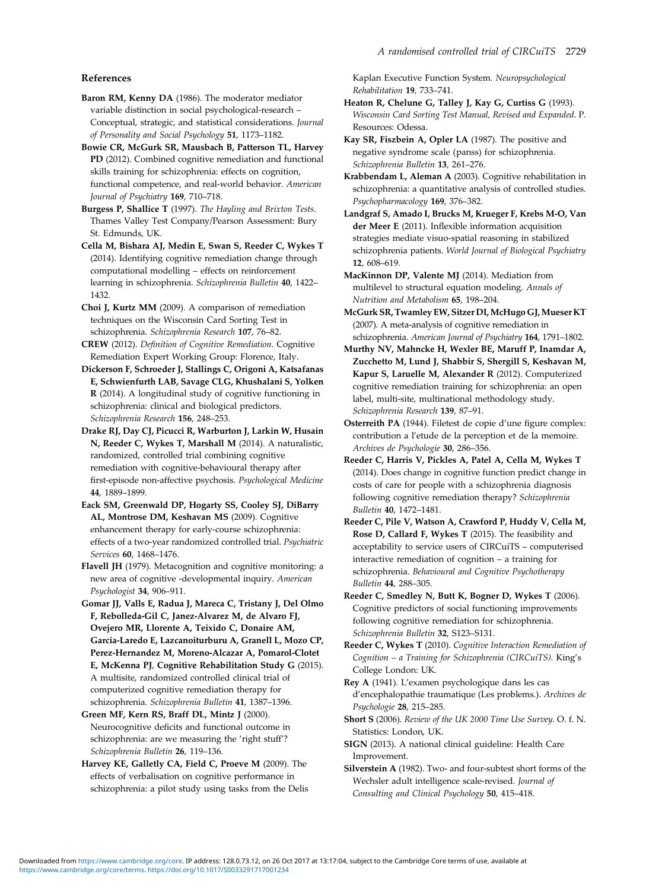## References

**Baron RM, Kenny DA** (1986). The moderator mediator variable distinction in social psychological-research – Conceptual, strategic, and statistical considerations. *Journal of Personality and Social Psychology* **51**, 1173–1182.

**Bowie CR, McGurk SR, Mausbach B, Patterson TL, Harvey PD** (2012). Combined cognitive remediation and functional skills training for schizophrenia: effects on cognition, functional competence, and real-world behavior. *American Journal of Psychiatry* **169**, 710–718.

**Burgess P, Shallice T** (1997). *The Hayling and Brixton Tests*. Thames Valley Test Company/Pearson Assessment: Bury St. Edmunds, UK.

**Cella M, Bishara AJ, Medin E, Swan S, Reeder C, Wykes T** (2014). Identifying cognitive remediation change through computational modelling – effects on reinforcement learning in schizophrenia. *Schizophrenia Bulletin* **40**, 1422–1432.

**Choi J, Kurtz MM** (2009). A comparison of remediation techniques on the Wisconsin Card Sorting Test in schizophrenia. *Schizophrenia Research* **107**, 76–82.

**CREW** (2012). *Definition of Cognitive Remediation*. Cognitive Remediation Expert Working Group: Florence, Italy.

**Dickerson F, Schroeder J, Stallings C, Origoni A, Katsafanas E, Schwienfurth LAB, Savage CLG, Khushalani S, Yolken R** (2014). A longitudinal study of cognitive functioning in schizophrenia: clinical and biological predictors. *Schizophrenia Research* **156**, 248–253.

**Drake RJ, Day CJ, Picucci R, Warburton J, Larkin W, Husain N, Reeder C, Wykes T, Marshall M** (2014). A naturalistic, randomized, controlled trial combining cognitive remediation with cognitive-behavioural therapy after first-episode non-affective psychosis. *Psychological Medicine* **44**, 1889–1899.

**Eack SM, Greenwald DP, Hogarty SS, Cooley SJ, DiBarry AL, Montrose DM, Keshavan MS** (2009). Cognitive enhancement therapy for early-course schizophrenia: effects of a two-year randomized controlled trial. *Psychiatric Services* **60**, 1468–1476.

**Flavell JH** (1979). Metacognition and cognitive monitoring: a new area of cognitive -developmental inquiry. *American Psychologist* **34**, 906–911.

**Gomar JJ, Valls E, Radua J, Mareca C, Tristany J, Del Olmo F, Rebolleda-Gil C, Janez-Alvarez M, de Alvaro FJ, Ovejero MR, Llorente A, Teixido C, Donaire AM, Garcia-Laredo E, Lazcanoiturburu A, Granell L, Mozo CP, Perez-Hernandez M, Moreno-Alcazar A, Pomarol-Clotet E, McKenna PJ, Cognitive Rehabilitation Study G** (2015). A multisite, randomized controlled clinical trial of computerized cognitive remediation therapy for schizophrenia. *Schizophrenia Bulletin* **41**, 1387–1396.

**Green MF, Kern RS, Braff DL, Mintz J** (2000). Neurocognitive deficits and functional outcome in schizophrenia: are we measuring the 'right stuff'? *Schizophrenia Bulletin* **26**, 119–136.

**Harvey KE, Galletly CA, Field C, Proeve M** (2009). The effects of verbalisation on cognitive performance in schizophrenia: a pilot study using tasks from the Delis Kaplan Executive Function System. *Neuropsychological Rehabilitation* **19**, 733–741.

**Heaton R, Chelune G, Talley J, Kay G, Curtiss G** (1993). *Wisconsin Card Sorting Test Manual, Revised and Expanded*. P. Resources: Odessa.

**Kay SR, Fiszbein A, Opler LA** (1987). The positive and negative syndrome scale (panss) for schizophrenia. *Schizophrenia Bulletin* **13**, 261–276.

**Krabbendam L, Aleman A** (2003). Cognitive rehabilitation in schizophrenia: a quantitative analysis of controlled studies. *Psychopharmacology* **169**, 376–382.

**Landgraf S, Amado I, Brucks M, Krueger F, Krebs M-O, Van der Meer E** (2011). Inflexible information acquisition strategies mediate visuo-spatial reasoning in stabilized schizophrenia patients. *World Journal of Biological Psychiatry* **12**, 608–619.

**MacKinnon DP, Valente MJ** (2014). Mediation from multilevel to structural equation modeling. *Annals of Nutrition and Metabolism* **65**, 198–204.

**McGurk SR, Twamley EW, Sitzer DI, McHugo GJ, Mueser KT** (2007). A meta-analysis of cognitive remediation in schizophrenia. *American Journal of Psychiatry* **164**, 1791–1802.

**Murthy NV, Mahncke H, Wexler BE, Maruff P, Inamdar A, Zucchetto M, Lund J, Shabbir S, Shergill S, Keshavan M, Kapur S, Laruelle M, Alexander R** (2012). Computerized cognitive remediation training for schizophrenia: an open label, multi-site, multinational methodology study. *Schizophrenia Research* **139**, 87–91.

**Osterreith PA** (1944). Filetest de copie d'une figure complex: contribution a l'etude de la perception et de la memoire. *Archives de Psychologie* **30**, 286–356.

**Reeder C, Harris V, Pickles A, Patel A, Cella M, Wykes T** (2014). Does change in cognitive function predict change in costs of care for people with a schizophrenia diagnosis following cognitive remediation therapy? *Schizophrenia Bulletin* **40**, 1472–1481.

**Reeder C, Pile V, Watson A, Crawford P, Huddy V, Cella M, Rose D, Callard F, Wykes T** (2015). The feasibility and acceptability to service users of CIRCuiTS – computerised interactive remediation of cognition – a training for schizophrenia. *Behavioural and Cognitive Psychotherapy Bulletin* **44**, 288–305.

**Reeder C, Smedley N, Butt K, Bogner D, Wykes T** (2006). Cognitive predictors of social functioning improvements following cognitive remediation for schizophrenia. *Schizophrenia Bulletin* **32**, S123–S131.

**Reeder C, Wykes T** (2010). *Cognitive Interaction Remediation of Cognition – a Training for Schizophrenia (CIRCuiTS)*. King's College London: UK.

**Rey A** (1941). L'examen psychologique dans les cas d'encephalopathie traumatique (Les problems.). *Archives de Psychologie* **28**, 215–285.

**Short S** (2006). *Review of the UK 2000 Time Use Survey*. O. f. N. Statistics: London, UK.

**SIGN** (2013). A national clinical guideline: Health Care Improvement.

**Silverstein A** (1982). Two- and four-subtest short forms of the Wechsler adult intelligence scale-revised. *Journal of Consulting and Clinical Psychology* **50**, 415–418.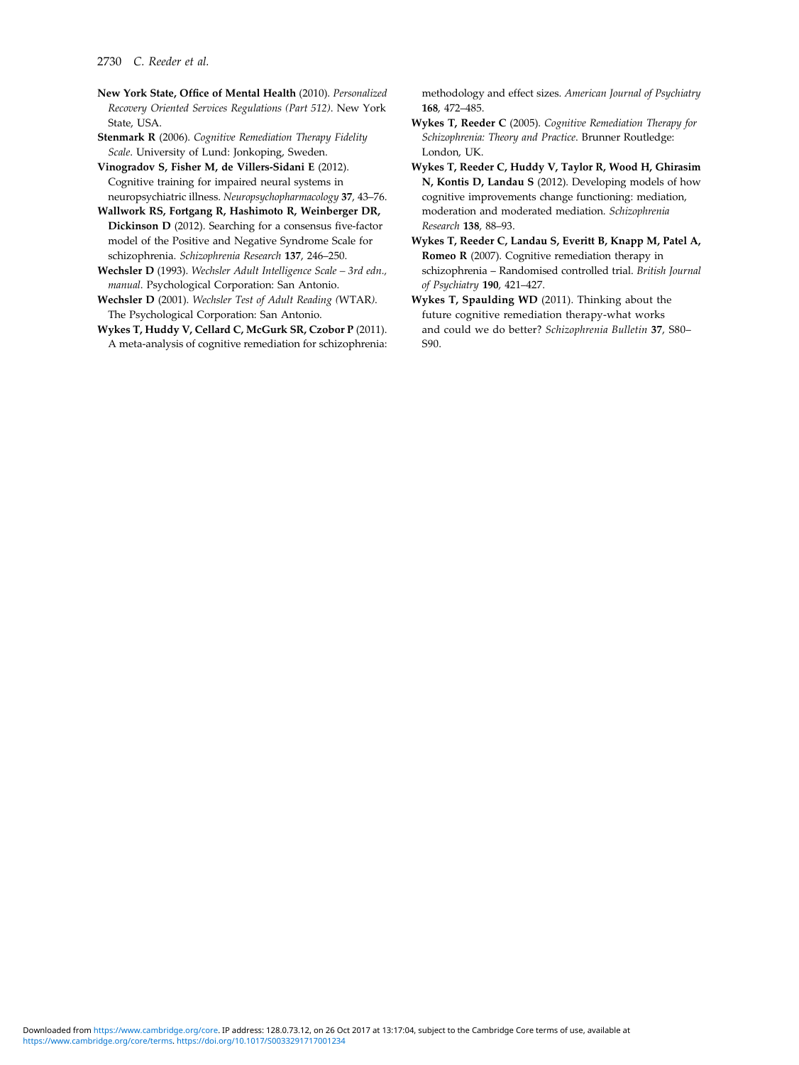**New York State, Office of Mental Health** (2010). *Personalized Recovery Oriented Services Regulations (Part 512)*. New York State, USA.

**Stenmark R** (2006). *Cognitive Remediation Therapy Fidelity Scale*. University of Lund: Jonkoping, Sweden.

**Vinogradov S, Fisher M, de Villers-Sidani E** (2012). Cognitive training for impaired neural systems in neuropsychiatric illness. *Neuropsychopharmacology* **37**, 43–76.

**Wallwork RS, Fortgang R, Hashimoto R, Weinberger DR, Dickinson D** (2012). Searching for a consensus five-factor model of the Positive and Negative Syndrome Scale for schizophrenia. *Schizophrenia Research* **137**, 246–250.

**Wechsler D** (1993). *Wechsler Adult Intelligence Scale – 3rd edn., manual*. Psychological Corporation: San Antonio.

**Wechsler D** (2001). *Wechsler Test of Adult Reading (WTAR)*. The Psychological Corporation: San Antonio.

**Wykes T, Huddy V, Cellard C, McGurk SR, Czobor P** (2011). A meta-analysis of cognitive remediation for schizophrenia: methodology and effect sizes. *American Journal of Psychiatry* **168**, 472–485.

**Wykes T, Reeder C** (2005). *Cognitive Remediation Therapy for Schizophrenia: Theory and Practice*. Brunner Routledge: London, UK.

**Wykes T, Reeder C, Huddy V, Taylor R, Wood H, Ghirasim N, Kontis D, Landau S** (2012). Developing models of how cognitive improvements change functioning: mediation, moderation and moderated mediation. *Schizophrenia Research* **138**, 88–93.

**Wykes T, Reeder C, Landau S, Everitt B, Knapp M, Patel A, Romeo R** (2007). Cognitive remediation therapy in schizophrenia – Randomised controlled trial. *British Journal of Psychiatry* **190**, 421–427.

**Wykes T, Spaulding WD** (2011). Thinking about the future cognitive remediation therapy-what works and could we do better? *Schizophrenia Bulletin* **37**, S80–S90.